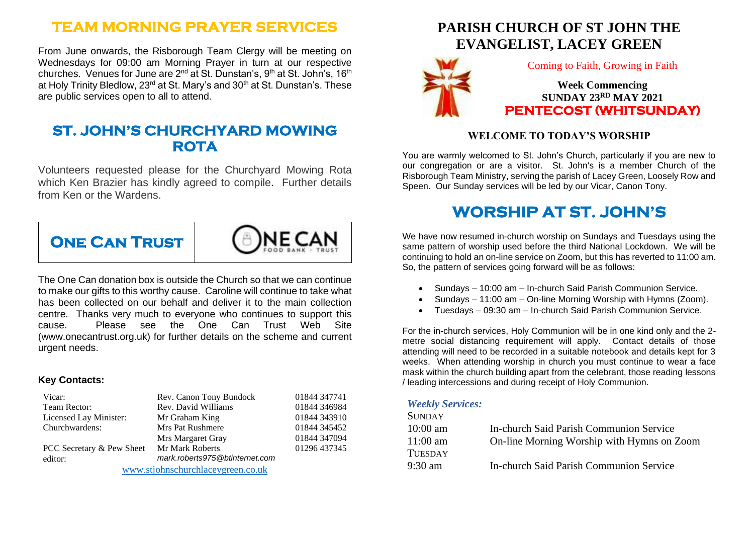## TEAM MORNING PRAYER SERVICES

From June onwards, the Risborough Team Clergy will be meeting on Wednesdays for 09:00 am Morning Prayer in turn at our respective churches. Venues for June are 2nd at St. Dunstan's, 9th at St. John's, 16th at Holy Trinity Bledlow, 23rd at St. Mary's and 30th at St. Dunstan's. These are public services open to all to attend.

## ST. JOHN'S CHURCHYARD MOWING ROTA

Volunteers requested please for the Churchyard Mowing Rota which Ken Brazier has kindly agreed to compile. Further details from Ken or the Wardens.

## ONE CAN TRUST

ONE CAN FOOD BANK · TRUST

The One Can donation box is outside the Church so that we can continue to make our gifts to this worthy cause. Caroline will continue to take what has been collected on our behalf and deliver it to the main collection centre. Thanks very much to everyone who continues to support this cause. Please see the One Can Trust Web Site (www.onecantrust.org.uk) for further details on the scheme and current urgent needs.

### Key Contacts:

| | | |
|---|---|---|
| Vicar: | Rev. Canon Tony Bundock | 01844 347741 |
| Team Rector: | Rev. David Williams | 01844 346984 |
| Licensed Lay Minister: | Mr Graham King | 01844 343910 |
| Churchwardens: | Mrs Pat Rushmere | 01844 345452 |
| | Mrs Margaret Gray | 01844 347094 |
| PCC Secretary & Pew Sheet editor: | Mr Mark Roberts *mark.roberts975@btinternet.com* | 01296 437345 |

www.stjohnschurchlaceygreen.co.uk

# PARISH CHURCH OF ST JOHN THE EVANGELIST, LACEY GREEN

Coming to Faith, Growing in Faith

**Week Commencing SUNDAY 23RD MAY 2021**

**PENTECOST (WHITSUNDAY)**

### WELCOME TO TODAY'S WORSHIP

You are warmly welcomed to St. John's Church, particularly if you are new to our congregation or are a visitor. St. John's is a member Church of the Risborough Team Ministry, serving the parish of Lacey Green, Loosely Row and Speen. Our Sunday services will be led by our Vicar, Canon Tony.

## WORSHIP AT ST. JOHN'S

We have now resumed in-church worship on Sundays and Tuesdays using the same pattern of worship used before the third National Lockdown. We will be continuing to hold an on-line service on Zoom, but this has reverted to 11:00 am. So, the pattern of services going forward will be as follows:

- Sundays – 10:00 am – In-church Said Parish Communion Service.
- Sundays – 11:00 am – On-line Morning Worship with Hymns (Zoom).
- Tuesdays – 09:30 am – In-church Said Parish Communion Service.

For the in-church services, Holy Communion will be in one kind only and the 2-metre social distancing requirement will apply. Contact details of those attending will need to be recorded in a suitable notebook and details kept for 3 weeks. When attending worship in church you must continue to wear a face mask within the church building apart from the celebrant, those reading lessons / leading intercessions and during receipt of Holy Communion.

### *Weekly Services:*

SUNDAY

| | |
|---|---|
| 10:00 am | In-church Said Parish Communion Service |
| 11:00 am | On-line Morning Worship with Hymns on Zoom |

TUESDAY

| | |
|---|---|
| 9:30 am | In-church Said Parish Communion Service |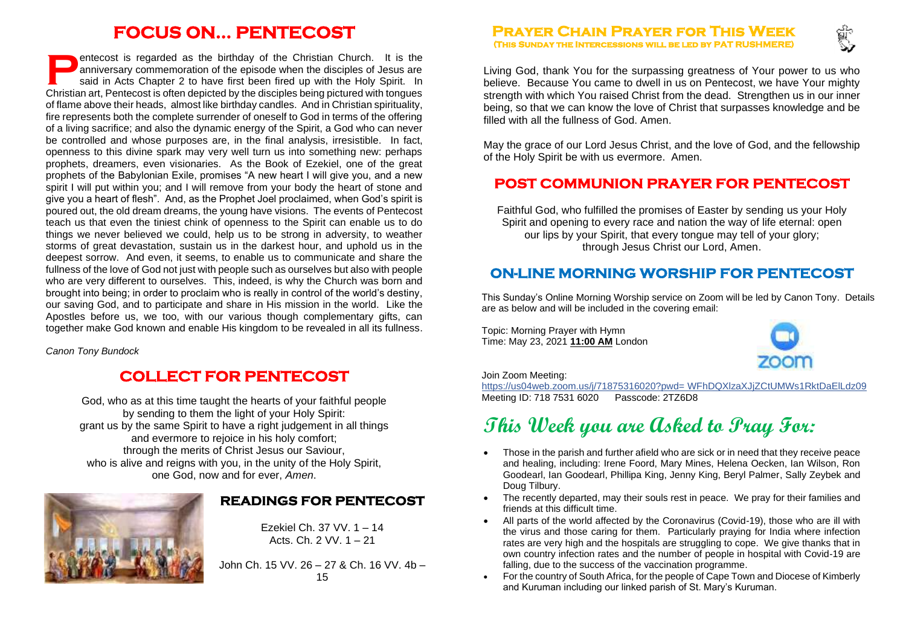# FOCUS ON... PENTECOST

Pentecost is regarded as the birthday of the Christian Church. It is the anniversary commemoration of the episode when the disciples of Jesus are said in Acts Chapter 2 to have first been fired up with the Holy Spirit. In Christian art, Pentecost is often depicted by the disciples being pictured with tongues of flame above their heads, almost like birthday candles. And in Christian spirituality, fire represents both the complete surrender of oneself to God in terms of the offering of a living sacrifice; and also the dynamic energy of the Spirit, a God who can never be controlled and whose purposes are, in the final analysis, irresistible. In fact, openness to this divine spark may very well turn us into something new: perhaps prophets, dreamers, even visionaries. As the Book of Ezekiel, one of the great prophets of the Babylonian Exile, promises "A new heart I will give you, and a new spirit I will put within you; and I will remove from your body the heart of stone and give you a heart of flesh". And, as the Prophet Joel proclaimed, when God's spirit is poured out, the old dream dreams, the young have visions. The events of Pentecost teach us that even the tiniest chink of openness to the Spirit can enable us to do things we never believed we could, help us to be strong in adversity, to weather storms of great devastation, sustain us in the darkest hour, and uphold us in the deepest sorrow. And even, it seems, to enable us to communicate and share the fullness of the love of God not just with people such as ourselves but also with people who are very different to ourselves. This, indeed, is why the Church was born and brought into being; in order to proclaim who is really in control of the world's destiny, our saving God, and to participate and share in His mission in the world. Like the Apostles before us, we too, with our various though complementary gifts, can together make God known and enable His kingdom to be revealed in all its fullness.

*Canon Tony Bundock*

## COLLECT FOR PENTECOST

God, who as at this time taught the hearts of your faithful people
by sending to them the light of your Holy Spirit:
grant us by the same Spirit to have a right judgement in all things
and evermore to rejoice in his holy comfort;
through the merits of Christ Jesus our Saviour,
who is alive and reigns with you, in the unity of the Holy Spirit,
one God, now and for ever, *Amen*.

## READINGS FOR PENTECOST

Ezekiel Ch. 37 VV. 1 – 14
Acts. Ch. 2 VV. 1 – 21

John Ch. 15 VV. 26 – 27 & Ch. 16 VV. 4b – 15

## PRAYER CHAIN PRAYER FOR THIS WEEK

(THIS SUNDAY THE INTERCESSIONS WILL BE LED BY PAT RUSHMERE)

Living God, thank You for the surpassing greatness of Your power to us who believe. Because You came to dwell in us on Pentecost, we have Your mighty strength with which You raised Christ from the dead. Strengthen us in our inner being, so that we can know the love of Christ that surpasses knowledge and be filled with all the fullness of God. Amen.

May the grace of our Lord Jesus Christ, and the love of God, and the fellowship of the Holy Spirit be with us evermore. Amen.

## POST COMMUNION PRAYER FOR PENTECOST

Faithful God, who fulfilled the promises of Easter by sending us your Holy Spirit and opening to every race and nation the way of life eternal: open our lips by your Spirit, that every tongue may tell of your glory; through Jesus Christ our Lord, Amen.

## ON-LINE MORNING WORSHIP FOR PENTECOST

This Sunday's Online Morning Worship service on Zoom will be led by Canon Tony. Details are as below and will be included in the covering email:

Topic: Morning Prayer with Hymn
Time: May 23, 2021 **11:00 AM** London

Join Zoom Meeting:
https://us04web.zoom.us/j/71875316020?pwd= WFhDQXlzaXJjZCtUMWs1RktDaElLdz09
Meeting ID: 718 7531 6020    Passcode: 2TZ6D8

# This Week you are Asked to Pray For:

- Those in the parish and further afield who are sick or in need that they receive peace and healing, including: Irene Foord, Mary Mines, Helena Oecken, Ian Wilson, Ron Goodearl, Ian Goodearl, Phillipa King, Jenny King, Beryl Palmer, Sally Zeybek and Doug Tilbury.
- The recently departed, may their souls rest in peace. We pray for their families and friends at this difficult time.
- All parts of the world affected by the Coronavirus (Covid-19), those who are ill with the virus and those caring for them. Particularly praying for India where infection rates are very high and the hospitals are struggling to cope. We give thanks that in own country infection rates and the number of people in hospital with Covid-19 are falling, due to the success of the vaccination programme.
- For the country of South Africa, for the people of Cape Town and Diocese of Kimberly and Kuruman including our linked parish of St. Mary's Kuruman.